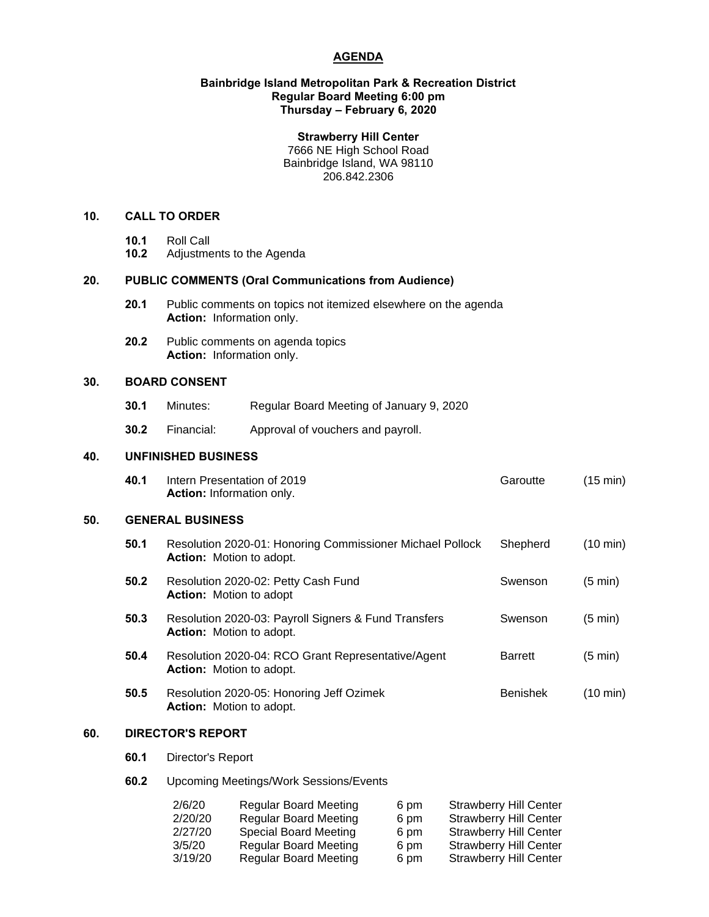# AGENDA

**Bainbridge Island Metropolitan Park & Recreation District**
**Regular Board Meeting 6:00 pm**
**Thursday – February 6, 2020**

**Strawberry Hill Center**
7666 NE High School Road
Bainbridge Island, WA 98110
206.842.2306

## 10. CALL TO ORDER

- **10.1** Roll Call
- **10.2** Adjustments to the Agenda

## 20. PUBLIC COMMENTS (Oral Communications from Audience)

- **20.1** Public comments on topics not itemized elsewhere on the agenda
  **Action:** Information only.
- **20.2** Public comments on agenda topics
  **Action:** Information only.

## 30. BOARD CONSENT

- **30.1** Minutes: Regular Board Meeting of January 9, 2020
- **30.2** Financial: Approval of vouchers and payroll.

## 40. UNFINISHED BUSINESS

| | Item | Presenter | Time |
|---|---|---|---|
| **40.1** | Intern Presentation of 2019<br>**Action:** Information only. | Garoutte | (15 min) |

## 50. GENERAL BUSINESS

| | Item | Presenter | Time |
|---|---|---|---|
| **50.1** | Resolution 2020-01: Honoring Commissioner Michael Pollock<br>**Action:** Motion to adopt. | Shepherd | (10 min) |
| **50.2** | Resolution 2020-02: Petty Cash Fund<br>**Action:** Motion to adopt | Swenson | (5 min) |
| **50.3** | Resolution 2020-03: Payroll Signers & Fund Transfers<br>**Action:** Motion to adopt. | Swenson | (5 min) |
| **50.4** | Resolution 2020-04: RCO Grant Representative/Agent<br>**Action:** Motion to adopt. | Barrett | (5 min) |
| **50.5** | Resolution 2020-05: Honoring Jeff Ozimek<br>**Action:** Motion to adopt. | Benishek | (10 min) |

## 60. DIRECTOR'S REPORT

- **60.1** Director's Report
- **60.2** Upcoming Meetings/Work Sessions/Events

| Date | Meeting | Time | Location |
|---|---|---|---|
| 2/6/20 | Regular Board Meeting | 6 pm | Strawberry Hill Center |
| 2/20/20 | Regular Board Meeting | 6 pm | Strawberry Hill Center |
| 2/27/20 | Special Board Meeting | 6 pm | Strawberry Hill Center |
| 3/5/20 | Regular Board Meeting | 6 pm | Strawberry Hill Center |
| 3/19/20 | Regular Board Meeting | 6 pm | Strawberry Hill Center |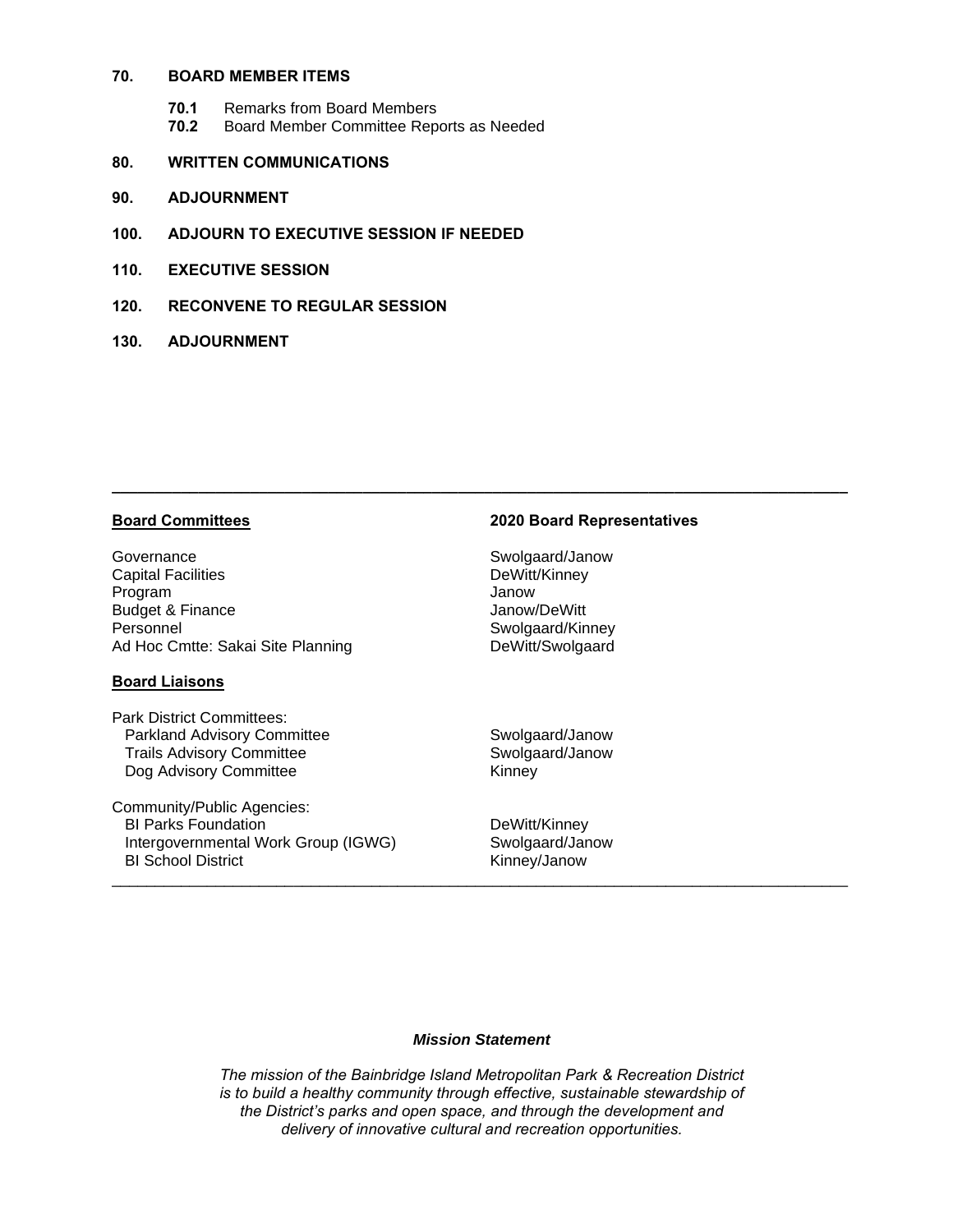**70. BOARD MEMBER ITEMS**

- **70.1** Remarks from Board Members
- **70.2** Board Member Committee Reports as Needed

**80. WRITTEN COMMUNICATIONS**

**90. ADJOURNMENT**

**100. ADJOURN TO EXECUTIVE SESSION IF NEEDED**

**110. EXECUTIVE SESSION**

**120. RECONVENE TO REGULAR SESSION**

**130. ADJOURNMENT**

---

| **Board Committees** | **2020 Board Representatives** |
|---|---|
| Governance | Swolgaard/Janow |
| Capital Facilities | DeWitt/Kinney |
| Program | Janow |
| Budget & Finance | Janow/DeWitt |
| Personnel | Swolgaard/Kinney |
| Ad Hoc Cmtte: Sakai Site Planning | DeWitt/Swolgaard |

**Board Liaisons**

| | |
|---|---|
| Park District Committees: | |
| Parkland Advisory Committee | Swolgaard/Janow |
| Trails Advisory Committee | Swolgaard/Janow |
| Dog Advisory Committee | Kinney |
| Community/Public Agencies: | |
| BI Parks Foundation | DeWitt/Kinney |
| Intergovernmental Work Group (IGWG) | Swolgaard/Janow |
| BI School District | Kinney/Janow |

---

***Mission Statement***

*The mission of the Bainbridge Island Metropolitan Park & Recreation District is to build a healthy community through effective, sustainable stewardship of the District's parks and open space, and through the development and delivery of innovative cultural and recreation opportunities.*